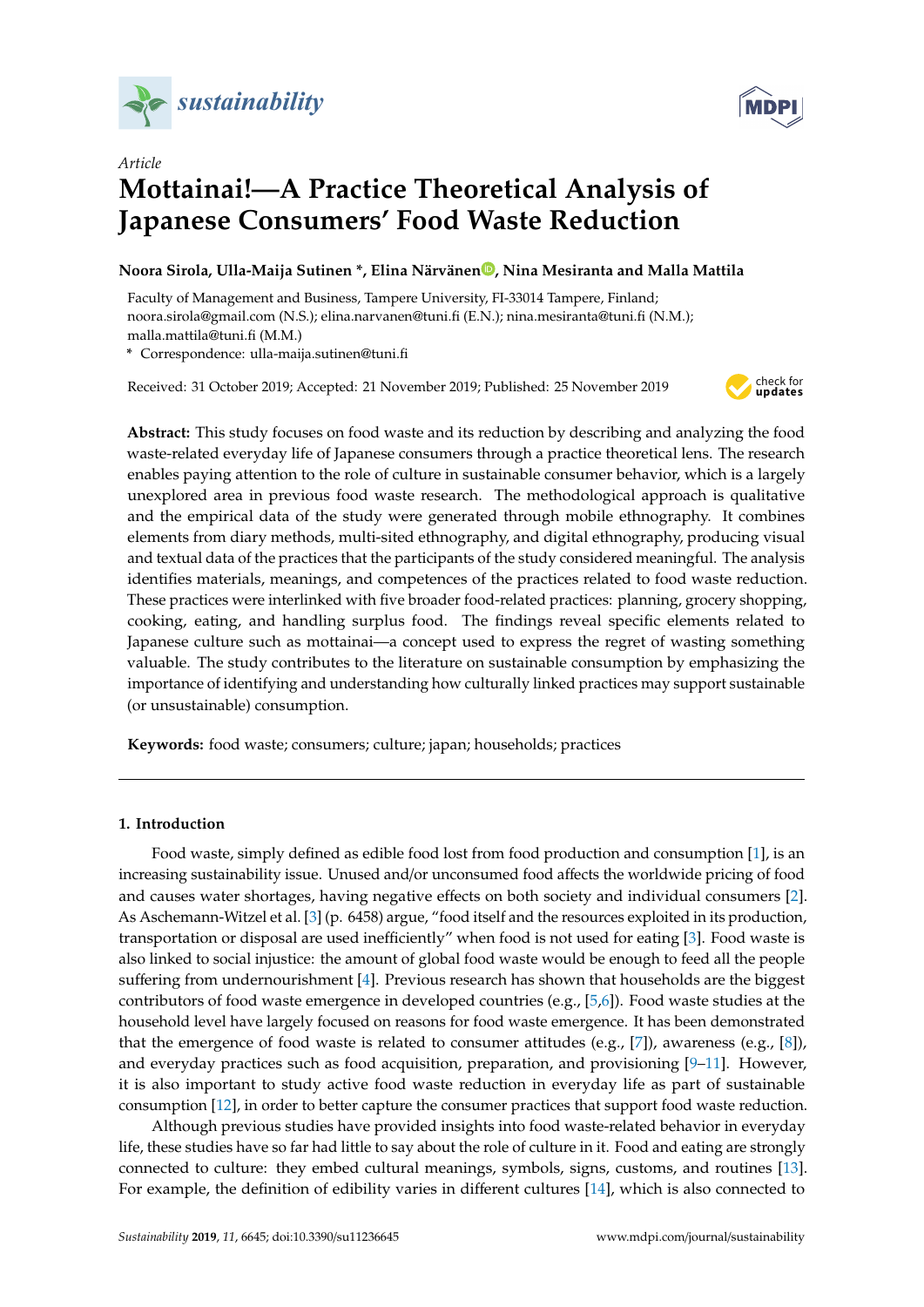*Article*

# Mottainai!—A Practice Theoretical Analysis of Japanese Consumers' Food Waste Reduction

**Noora Sirola, Ulla-Maija Sutinen \*, Elina Närvänen, Nina Mesiranta and Malla Mattila**

Faculty of Management and Business, Tampere University, FI-33014 Tampere, Finland; noora.sirola@gmail.com (N.S.); elina.narvanen@tuni.fi (E.N.); nina.mesiranta@tuni.fi (N.M.); malla.mattila@tuni.fi (M.M.)

\* Correspondence: ulla-maija.sutinen@tuni.fi

Received: 31 October 2019; Accepted: 21 November 2019; Published: 25 November 2019

**Abstract:** This study focuses on food waste and its reduction by describing and analyzing the food waste-related everyday life of Japanese consumers through a practice theoretical lens. The research enables paying attention to the role of culture in sustainable consumer behavior, which is a largely unexplored area in previous food waste research. The methodological approach is qualitative and the empirical data of the study were generated through mobile ethnography. It combines elements from diary methods, multi-sited ethnography, and digital ethnography, producing visual and textual data of the practices that the participants of the study considered meaningful. The analysis identifies materials, meanings, and competences of the practices related to food waste reduction. These practices were interlinked with five broader food-related practices: planning, grocery shopping, cooking, eating, and handling surplus food. The findings reveal specific elements related to Japanese culture such as mottainai—a concept used to express the regret of wasting something valuable. The study contributes to the literature on sustainable consumption by emphasizing the importance of identifying and understanding how culturally linked practices may support sustainable (or unsustainable) consumption.

**Keywords:** food waste; consumers; culture; japan; households; practices

## 1. Introduction

Food waste, simply defined as edible food lost from food production and consumption [1], is an increasing sustainability issue. Unused and/or unconsumed food affects the worldwide pricing of food and causes water shortages, having negative effects on both society and individual consumers [2]. As Aschemann-Witzel et al. [3] (p. 6458) argue, "food itself and the resources exploited in its production, transportation or disposal are used inefficiently" when food is not used for eating [3]. Food waste is also linked to social injustice: the amount of global food waste would be enough to feed all the people suffering from undernourishment [4]. Previous research has shown that households are the biggest contributors of food waste emergence in developed countries (e.g., [5,6]). Food waste studies at the household level have largely focused on reasons for food waste emergence. It has been demonstrated that the emergence of food waste is related to consumer attitudes (e.g., [7]), awareness (e.g., [8]), and everyday practices such as food acquisition, preparation, and provisioning [9–11]. However, it is also important to study active food waste reduction in everyday life as part of sustainable consumption [12], in order to better capture the consumer practices that support food waste reduction.

Although previous studies have provided insights into food waste-related behavior in everyday life, these studies have so far had little to say about the role of culture in it. Food and eating are strongly connected to culture: they embed cultural meanings, symbols, signs, customs, and routines [13]. For example, the definition of edibility varies in different cultures [14], which is also connected to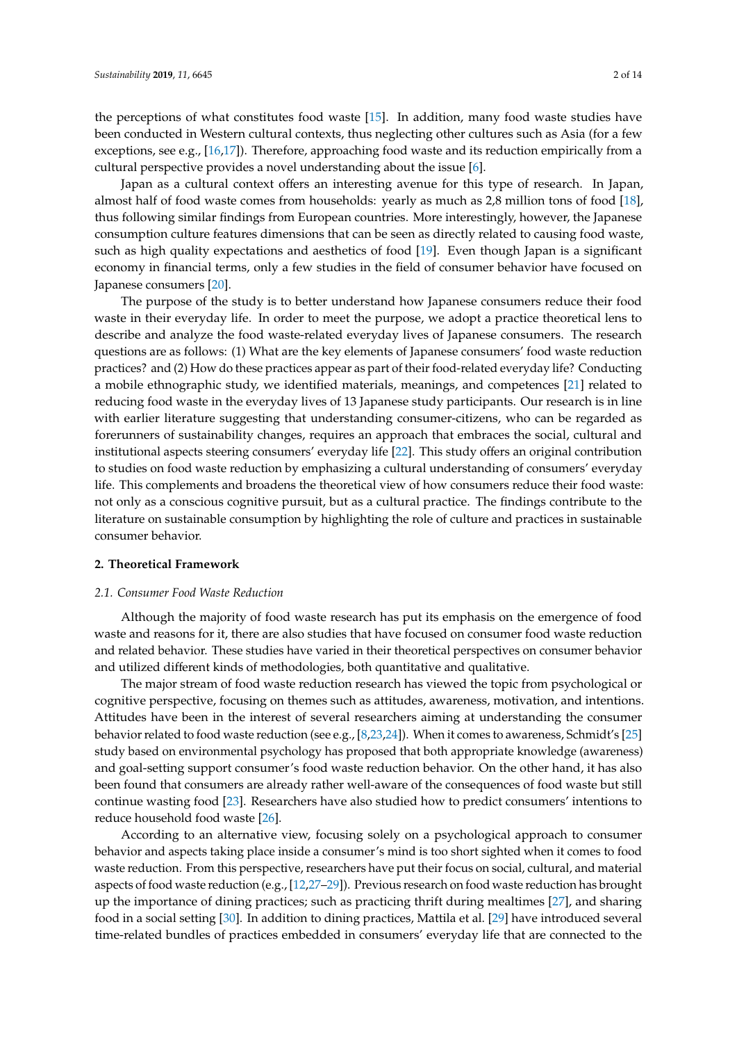the perceptions of what constitutes food waste [15]. In addition, many food waste studies have been conducted in Western cultural contexts, thus neglecting other cultures such as Asia (for a few exceptions, see e.g., [16,17]). Therefore, approaching food waste and its reduction empirically from a cultural perspective provides a novel understanding about the issue [6].

Japan as a cultural context offers an interesting avenue for this type of research. In Japan, almost half of food waste comes from households: yearly as much as 2,8 million tons of food [18], thus following similar findings from European countries. More interestingly, however, the Japanese consumption culture features dimensions that can be seen as directly related to causing food waste, such as high quality expectations and aesthetics of food [19]. Even though Japan is a significant economy in financial terms, only a few studies in the field of consumer behavior have focused on Japanese consumers [20].

The purpose of the study is to better understand how Japanese consumers reduce their food waste in their everyday life. In order to meet the purpose, we adopt a practice theoretical lens to describe and analyze the food waste-related everyday lives of Japanese consumers. The research questions are as follows: (1) What are the key elements of Japanese consumers' food waste reduction practices? and (2) How do these practices appear as part of their food-related everyday life? Conducting a mobile ethnographic study, we identified materials, meanings, and competences [21] related to reducing food waste in the everyday lives of 13 Japanese study participants. Our research is in line with earlier literature suggesting that understanding consumer-citizens, who can be regarded as forerunners of sustainability changes, requires an approach that embraces the social, cultural and institutional aspects steering consumers' everyday life [22]. This study offers an original contribution to studies on food waste reduction by emphasizing a cultural understanding of consumers' everyday life. This complements and broadens the theoretical view of how consumers reduce their food waste: not only as a conscious cognitive pursuit, but as a cultural practice. The findings contribute to the literature on sustainable consumption by highlighting the role of culture and practices in sustainable consumer behavior.

## 2. Theoretical Framework

### 2.1. Consumer Food Waste Reduction

Although the majority of food waste research has put its emphasis on the emergence of food waste and reasons for it, there are also studies that have focused on consumer food waste reduction and related behavior. These studies have varied in their theoretical perspectives on consumer behavior and utilized different kinds of methodologies, both quantitative and qualitative.

The major stream of food waste reduction research has viewed the topic from psychological or cognitive perspective, focusing on themes such as attitudes, awareness, motivation, and intentions. Attitudes have been in the interest of several researchers aiming at understanding the consumer behavior related to food waste reduction (see e.g., [8,23,24]). When it comes to awareness, Schmidt's [25] study based on environmental psychology has proposed that both appropriate knowledge (awareness) and goal-setting support consumer's food waste reduction behavior. On the other hand, it has also been found that consumers are already rather well-aware of the consequences of food waste but still continue wasting food [23]. Researchers have also studied how to predict consumers' intentions to reduce household food waste [26].

According to an alternative view, focusing solely on a psychological approach to consumer behavior and aspects taking place inside a consumer's mind is too short sighted when it comes to food waste reduction. From this perspective, researchers have put their focus on social, cultural, and material aspects of food waste reduction (e.g., [12,27–29]). Previous research on food waste reduction has brought up the importance of dining practices; such as practicing thrift during mealtimes [27], and sharing food in a social setting [30]. In addition to dining practices, Mattila et al. [29] have introduced several time-related bundles of practices embedded in consumers' everyday life that are connected to the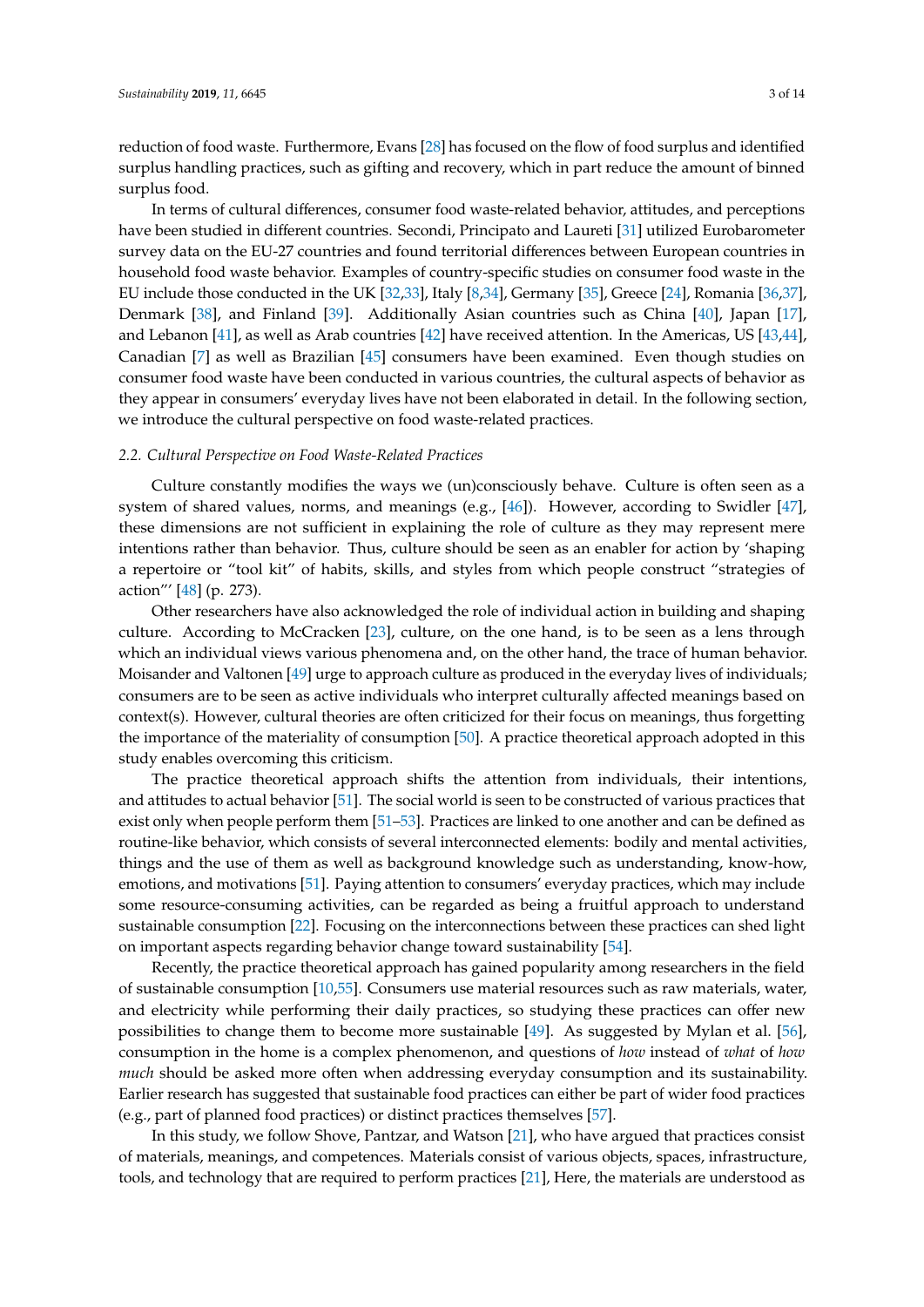reduction of food waste. Furthermore, Evans [28] has focused on the flow of food surplus and identified surplus handling practices, such as gifting and recovery, which in part reduce the amount of binned surplus food.

In terms of cultural differences, consumer food waste-related behavior, attitudes, and perceptions have been studied in different countries. Secondi, Principato and Laureti [31] utilized Eurobarometer survey data on the EU-27 countries and found territorial differences between European countries in household food waste behavior. Examples of country-specific studies on consumer food waste in the EU include those conducted in the UK [32,33], Italy [8,34], Germany [35], Greece [24], Romania [36,37], Denmark [38], and Finland [39]. Additionally Asian countries such as China [40], Japan [17], and Lebanon [41], as well as Arab countries [42] have received attention. In the Americas, US [43,44], Canadian [7] as well as Brazilian [45] consumers have been examined. Even though studies on consumer food waste have been conducted in various countries, the cultural aspects of behavior as they appear in consumers' everyday lives have not been elaborated in detail. In the following section, we introduce the cultural perspective on food waste-related practices.

### 2.2. Cultural Perspective on Food Waste-Related Practices

Culture constantly modifies the ways we (un)consciously behave. Culture is often seen as a system of shared values, norms, and meanings (e.g., [46]). However, according to Swidler [47], these dimensions are not sufficient in explaining the role of culture as they may represent mere intentions rather than behavior. Thus, culture should be seen as an enabler for action by 'shaping a repertoire or "tool kit" of habits, skills, and styles from which people construct "strategies of action"' [48] (p. 273).

Other researchers have also acknowledged the role of individual action in building and shaping culture. According to McCracken [23], culture, on the one hand, is to be seen as a lens through which an individual views various phenomena and, on the other hand, the trace of human behavior. Moisander and Valtonen [49] urge to approach culture as produced in the everyday lives of individuals; consumers are to be seen as active individuals who interpret culturally affected meanings based on context(s). However, cultural theories are often criticized for their focus on meanings, thus forgetting the importance of the materiality of consumption [50]. A practice theoretical approach adopted in this study enables overcoming this criticism.

The practice theoretical approach shifts the attention from individuals, their intentions, and attitudes to actual behavior [51]. The social world is seen to be constructed of various practices that exist only when people perform them [51–53]. Practices are linked to one another and can be defined as routine-like behavior, which consists of several interconnected elements: bodily and mental activities, things and the use of them as well as background knowledge such as understanding, know-how, emotions, and motivations [51]. Paying attention to consumers' everyday practices, which may include some resource-consuming activities, can be regarded as being a fruitful approach to understand sustainable consumption [22]. Focusing on the interconnections between these practices can shed light on important aspects regarding behavior change toward sustainability [54].

Recently, the practice theoretical approach has gained popularity among researchers in the field of sustainable consumption [10,55]. Consumers use material resources such as raw materials, water, and electricity while performing their daily practices, so studying these practices can offer new possibilities to change them to become more sustainable [49]. As suggested by Mylan et al. [56], consumption in the home is a complex phenomenon, and questions of *how* instead of *what* of *how much* should be asked more often when addressing everyday consumption and its sustainability. Earlier research has suggested that sustainable food practices can either be part of wider food practices (e.g., part of planned food practices) or distinct practices themselves [57].

In this study, we follow Shove, Pantzar, and Watson [21], who have argued that practices consist of materials, meanings, and competences. Materials consist of various objects, spaces, infrastructure, tools, and technology that are required to perform practices [21], Here, the materials are understood as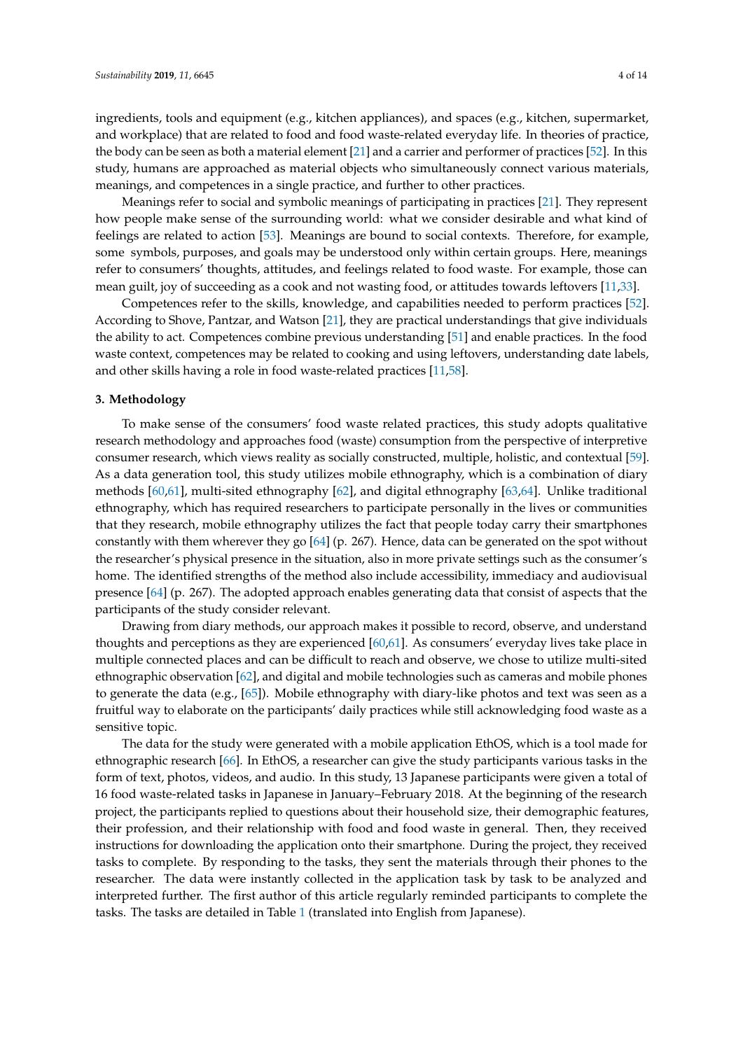ingredients, tools and equipment (e.g., kitchen appliances), and spaces (e.g., kitchen, supermarket, and workplace) that are related to food and food waste-related everyday life. In theories of practice, the body can be seen as both a material element [21] and a carrier and performer of practices [52]. In this study, humans are approached as material objects who simultaneously connect various materials, meanings, and competences in a single practice, and further to other practices.

Meanings refer to social and symbolic meanings of participating in practices [21]. They represent how people make sense of the surrounding world: what we consider desirable and what kind of feelings are related to action [53]. Meanings are bound to social contexts. Therefore, for example, some symbols, purposes, and goals may be understood only within certain groups. Here, meanings refer to consumers' thoughts, attitudes, and feelings related to food waste. For example, those can mean guilt, joy of succeeding as a cook and not wasting food, or attitudes towards leftovers [11,33].

Competences refer to the skills, knowledge, and capabilities needed to perform practices [52]. According to Shove, Pantzar, and Watson [21], they are practical understandings that give individuals the ability to act. Competences combine previous understanding [51] and enable practices. In the food waste context, competences may be related to cooking and using leftovers, understanding date labels, and other skills having a role in food waste-related practices [11,58].

## 3. Methodology

To make sense of the consumers' food waste related practices, this study adopts qualitative research methodology and approaches food (waste) consumption from the perspective of interpretive consumer research, which views reality as socially constructed, multiple, holistic, and contextual [59]. As a data generation tool, this study utilizes mobile ethnography, which is a combination of diary methods [60,61], multi-sited ethnography [62], and digital ethnography [63,64]. Unlike traditional ethnography, which has required researchers to participate personally in the lives or communities that they research, mobile ethnography utilizes the fact that people today carry their smartphones constantly with them wherever they go [64] (p. 267). Hence, data can be generated on the spot without the researcher's physical presence in the situation, also in more private settings such as the consumer's home. The identified strengths of the method also include accessibility, immediacy and audiovisual presence [64] (p. 267). The adopted approach enables generating data that consist of aspects that the participants of the study consider relevant.

Drawing from diary methods, our approach makes it possible to record, observe, and understand thoughts and perceptions as they are experienced [60,61]. As consumers' everyday lives take place in multiple connected places and can be difficult to reach and observe, we chose to utilize multi-sited ethnographic observation [62], and digital and mobile technologies such as cameras and mobile phones to generate the data (e.g., [65]). Mobile ethnography with diary-like photos and text was seen as a fruitful way to elaborate on the participants' daily practices while still acknowledging food waste as a sensitive topic.

The data for the study were generated with a mobile application EthOS, which is a tool made for ethnographic research [66]. In EthOS, a researcher can give the study participants various tasks in the form of text, photos, videos, and audio. In this study, 13 Japanese participants were given a total of 16 food waste-related tasks in Japanese in January–February 2018. At the beginning of the research project, the participants replied to questions about their household size, their demographic features, their profession, and their relationship with food and food waste in general. Then, they received instructions for downloading the application onto their smartphone. During the project, they received tasks to complete. By responding to the tasks, they sent the materials through their phones to the researcher. The data were instantly collected in the application task by task to be analyzed and interpreted further. The first author of this article regularly reminded participants to complete the tasks. The tasks are detailed in Table 1 (translated into English from Japanese).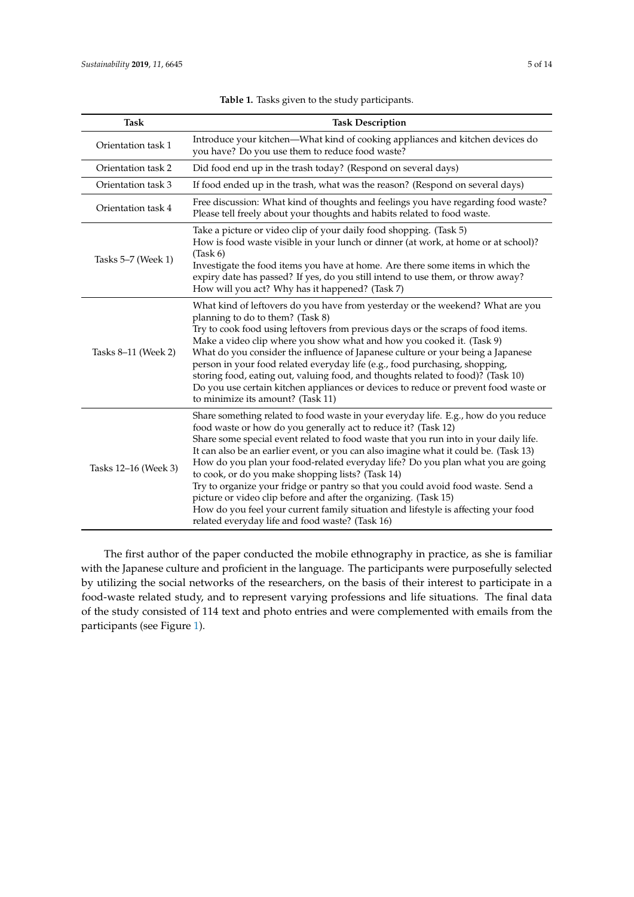**Table 1.** Tasks given to the study participants.

| Task | Task Description |
|---|---|
| Orientation task 1 | Introduce your kitchen—What kind of cooking appliances and kitchen devices do you have? Do you use them to reduce food waste? |
| Orientation task 2 | Did food end up in the trash today? (Respond on several days) |
| Orientation task 3 | If food ended up in the trash, what was the reason? (Respond on several days) |
| Orientation task 4 | Free discussion: What kind of thoughts and feelings you have regarding food waste? Please tell freely about your thoughts and habits related to food waste. |
| Tasks 5–7 (Week 1) | Take a picture or video clip of your daily food shopping. (Task 5)<br>How is food waste visible in your lunch or dinner (at work, at home or at school)? (Task 6)<br>Investigate the food items you have at home. Are there some items in which the expiry date has passed? If yes, do you still intend to use them, or throw away? How will you act? Why has it happened? (Task 7) |
| Tasks 8–11 (Week 2) | What kind of leftovers do you have from yesterday or the weekend? What are you planning to do to them? (Task 8)<br>Try to cook food using leftovers from previous days or the scraps of food items. Make a video clip where you show what and how you cooked it. (Task 9)<br>What do you consider the influence of Japanese culture or your being a Japanese person in your food related everyday life (e.g., food purchasing, shopping, storing food, eating out, valuing food, and thoughts related to food)? (Task 10)<br>Do you use certain kitchen appliances or devices to reduce or prevent food waste or to minimize its amount? (Task 11) |
| Tasks 12–16 (Week 3) | Share something related to food waste in your everyday life. E.g., how do you reduce food waste or how do you generally act to reduce it? (Task 12)<br>Share some special event related to food waste that you run into in your daily life. It can also be an earlier event, or you can also imagine what it could be. (Task 13)<br>How do you plan your food-related everyday life? Do you plan what you are going to cook, or do you make shopping lists? (Task 14)<br>Try to organize your fridge or pantry so that you could avoid food waste. Send a picture or video clip before and after the organizing. (Task 15)<br>How do you feel your current family situation and lifestyle is affecting your food related everyday life and food waste? (Task 16) |

The first author of the paper conducted the mobile ethnography in practice, as she is familiar with the Japanese culture and proficient in the language. The participants were purposefully selected by utilizing the social networks of the researchers, on the basis of their interest to participate in a food-waste related study, and to represent varying professions and life situations. The final data of the study consisted of 114 text and photo entries and were complemented with emails from the participants (see Figure 1).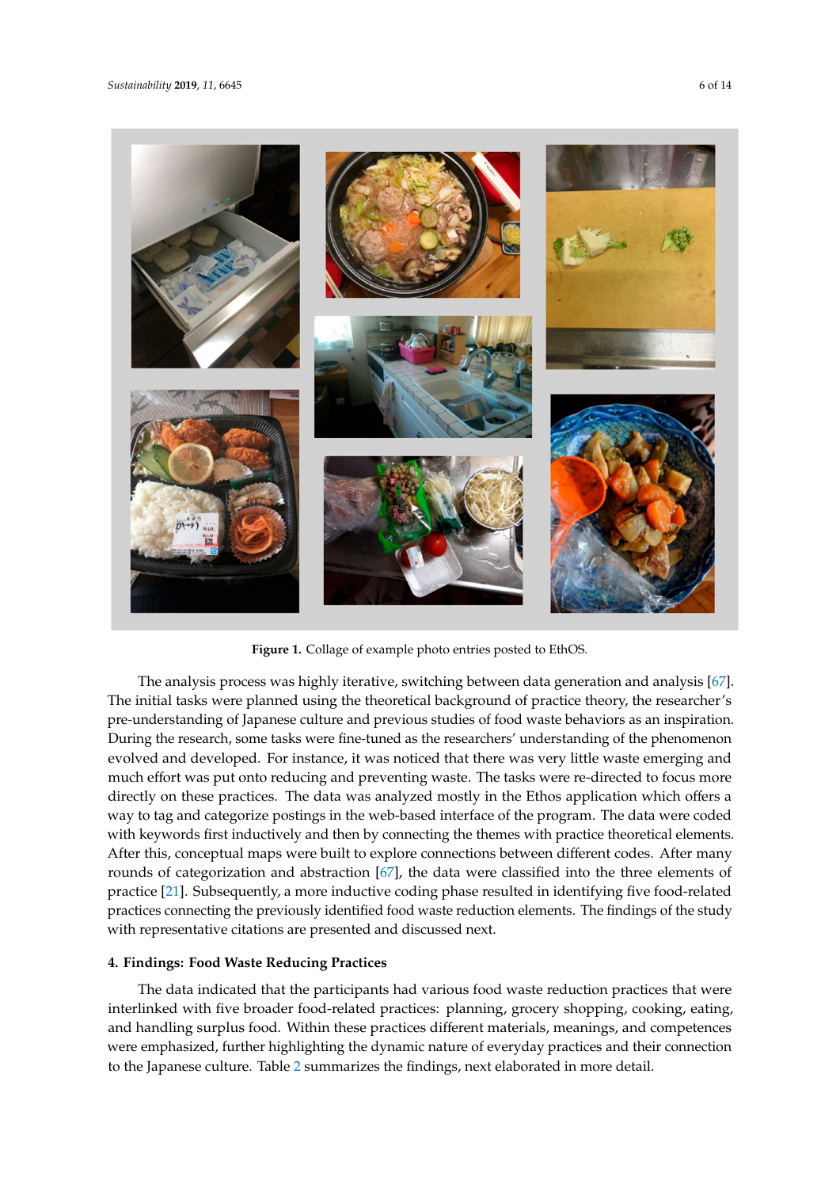**Figure 1.** Collage of example photo entries posted to EthOS.

The analysis process was highly iterative, switching between data generation and analysis [67]. The initial tasks were planned using the theoretical background of practice theory, the researcher's pre-understanding of Japanese culture and previous studies of food waste behaviors as an inspiration. During the research, some tasks were fine-tuned as the researchers' understanding of the phenomenon evolved and developed. For instance, it was noticed that there was very little waste emerging and much effort was put onto reducing and preventing waste. The tasks were re-directed to focus more directly on these practices. The data was analyzed mostly in the Ethos application which offers a way to tag and categorize postings in the web-based interface of the program. The data were coded with keywords first inductively and then by connecting the themes with practice theoretical elements. After this, conceptual maps were built to explore connections between different codes. After many rounds of categorization and abstraction [67], the data were classified into the three elements of practice [21]. Subsequently, a more inductive coding phase resulted in identifying five food-related practices connecting the previously identified food waste reduction elements. The findings of the study with representative citations are presented and discussed next.

## 4. Findings: Food Waste Reducing Practices

The data indicated that the participants had various food waste reduction practices that were interlinked with five broader food-related practices: planning, grocery shopping, cooking, eating, and handling surplus food. Within these practices different materials, meanings, and competences were emphasized, further highlighting the dynamic nature of everyday practices and their connection to the Japanese culture. Table 2 summarizes the findings, next elaborated in more detail.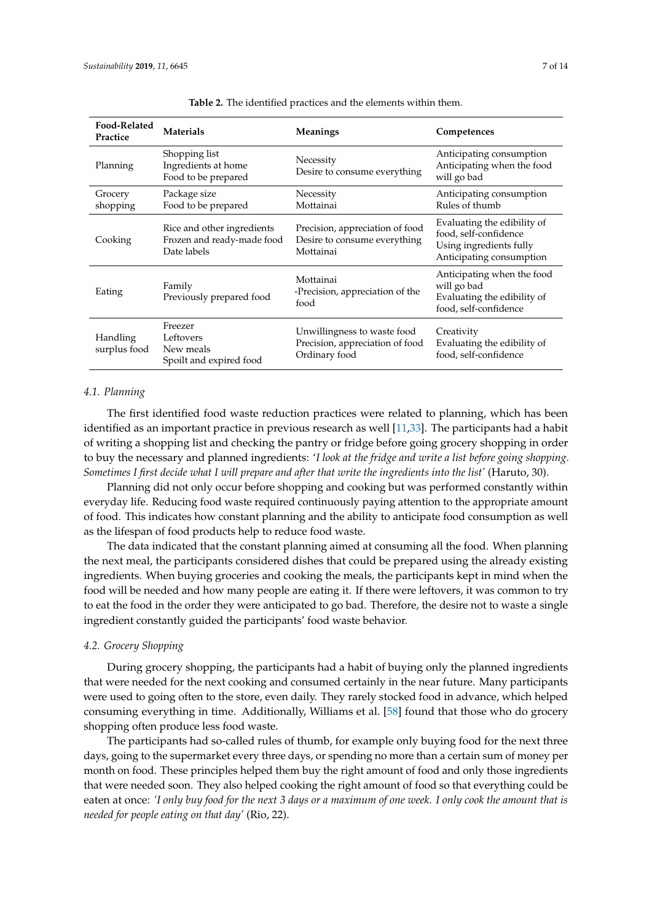**Table 2.** The identified practices and the elements within them.

| Food-Related Practice | Materials | Meanings | Competences |
|---|---|---|---|
| Planning | Shopping list<br>Ingredients at home<br>Food to be prepared | Necessity<br>Desire to consume everything | Anticipating consumption<br>Anticipating when the food will go bad |
| Grocery shopping | Package size<br>Food to be prepared | Necessity<br>Mottainai | Anticipating consumption<br>Rules of thumb |
| Cooking | Rice and other ingredients<br>Frozen and ready-made food<br>Date labels | Precision, appreciation of food<br>Desire to consume everything<br>Mottainai | Evaluating the edibility of food, self-confidence<br>Using ingredients fully<br>Anticipating consumption |
| Eating | Family<br>Previously prepared food | Mottainai<br>-Precision, appreciation of the food | Anticipating when the food will go bad<br>Evaluating the edibility of food, self-confidence |
| Handling surplus food | Freezer<br>Leftovers<br>New meals<br>Spoilt and expired food | Unwillingness to waste food<br>Precision, appreciation of food<br>Ordinary food | Creativity<br>Evaluating the edibility of food, self-confidence |

### *4.1. Planning*

The first identified food waste reduction practices were related to planning, which has been identified as an important practice in previous research as well [11,33]. The participants had a habit of writing a shopping list and checking the pantry or fridge before going grocery shopping in order to buy the necessary and planned ingredients: '*I look at the fridge and write a list before going shopping. Sometimes I first decide what I will prepare and after that write the ingredients into the list*' (Haruto, 30).

Planning did not only occur before shopping and cooking but was performed constantly within everyday life. Reducing food waste required continuously paying attention to the appropriate amount of food. This indicates how constant planning and the ability to anticipate food consumption as well as the lifespan of food products help to reduce food waste.

The data indicated that the constant planning aimed at consuming all the food. When planning the next meal, the participants considered dishes that could be prepared using the already existing ingredients. When buying groceries and cooking the meals, the participants kept in mind when the food will be needed and how many people are eating it. If there were leftovers, it was common to try to eat the food in the order they were anticipated to go bad. Therefore, the desire not to waste a single ingredient constantly guided the participants' food waste behavior.

### *4.2. Grocery Shopping*

During grocery shopping, the participants had a habit of buying only the planned ingredients that were needed for the next cooking and consumed certainly in the near future. Many participants were used to going often to the store, even daily. They rarely stocked food in advance, which helped consuming everything in time. Additionally, Williams et al. [58] found that those who do grocery shopping often produce less food waste.

The participants had so-called rules of thumb, for example only buying food for the next three days, going to the supermarket every three days, or spending no more than a certain sum of money per month on food. These principles helped them buy the right amount of food and only those ingredients that were needed soon. They also helped cooking the right amount of food so that everything could be eaten at once: *'I only buy food for the next 3 days or a maximum of one week. I only cook the amount that is needed for people eating on that day'* (Rio, 22).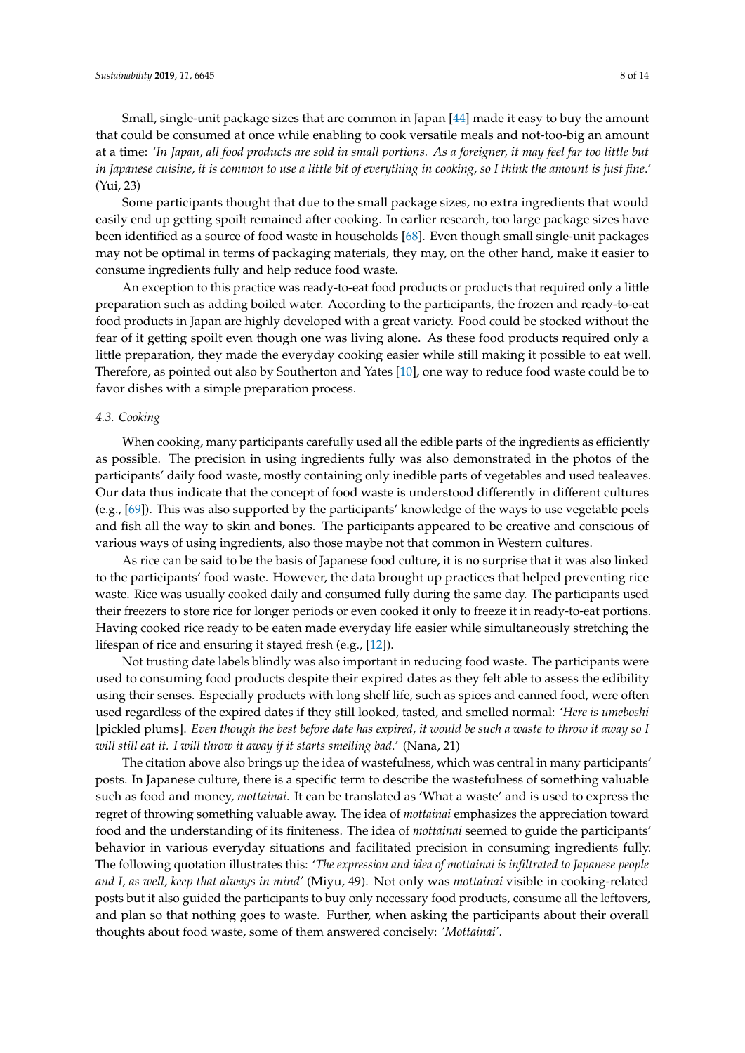Small, single-unit package sizes that are common in Japan [44] made it easy to buy the amount that could be consumed at once while enabling to cook versatile meals and not-too-big an amount at a time: *'In Japan, all food products are sold in small portions. As a foreigner, it may feel far too little but in Japanese cuisine, it is common to use a little bit of everything in cooking, so I think the amount is just fine.'* (Yui, 23)

Some participants thought that due to the small package sizes, no extra ingredients that would easily end up getting spoilt remained after cooking. In earlier research, too large package sizes have been identified as a source of food waste in households [68]. Even though small single-unit packages may not be optimal in terms of packaging materials, they may, on the other hand, make it easier to consume ingredients fully and help reduce food waste.

An exception to this practice was ready-to-eat food products or products that required only a little preparation such as adding boiled water. According to the participants, the frozen and ready-to-eat food products in Japan are highly developed with a great variety. Food could be stocked without the fear of it getting spoilt even though one was living alone. As these food products required only a little preparation, they made the everyday cooking easier while still making it possible to eat well. Therefore, as pointed out also by Southerton and Yates [10], one way to reduce food waste could be to favor dishes with a simple preparation process.

### *4.3. Cooking*

When cooking, many participants carefully used all the edible parts of the ingredients as efficiently as possible. The precision in using ingredients fully was also demonstrated in the photos of the participants' daily food waste, mostly containing only inedible parts of vegetables and used tealeaves. Our data thus indicate that the concept of food waste is understood differently in different cultures (e.g., [69]). This was also supported by the participants' knowledge of the ways to use vegetable peels and fish all the way to skin and bones. The participants appeared to be creative and conscious of various ways of using ingredients, also those maybe not that common in Western cultures.

As rice can be said to be the basis of Japanese food culture, it is no surprise that it was also linked to the participants' food waste. However, the data brought up practices that helped preventing rice waste. Rice was usually cooked daily and consumed fully during the same day. The participants used their freezers to store rice for longer periods or even cooked it only to freeze it in ready-to-eat portions. Having cooked rice ready to be eaten made everyday life easier while simultaneously stretching the lifespan of rice and ensuring it stayed fresh (e.g., [12]).

Not trusting date labels blindly was also important in reducing food waste. The participants were used to consuming food products despite their expired dates as they felt able to assess the edibility using their senses. Especially products with long shelf life, such as spices and canned food, were often used regardless of the expired dates if they still looked, tasted, and smelled normal: *'Here is umeboshi* [pickled plums]. *Even though the best before date has expired, it would be such a waste to throw it away so I will still eat it. I will throw it away if it starts smelling bad.'* (Nana, 21)

The citation above also brings up the idea of wastefulness, which was central in many participants' posts. In Japanese culture, there is a specific term to describe the wastefulness of something valuable such as food and money, *mottainai*. It can be translated as 'What a waste' and is used to express the regret of throwing something valuable away. The idea of *mottainai* emphasizes the appreciation toward food and the understanding of its finiteness. The idea of *mottainai* seemed to guide the participants' behavior in various everyday situations and facilitated precision in consuming ingredients fully. The following quotation illustrates this: *'The expression and idea of mottainai is infiltrated to Japanese people and I, as well, keep that always in mind'* (Miyu, 49). Not only was *mottainai* visible in cooking-related posts but it also guided the participants to buy only necessary food products, consume all the leftovers, and plan so that nothing goes to waste. Further, when asking the participants about their overall thoughts about food waste, some of them answered concisely: *'Mottainai'*.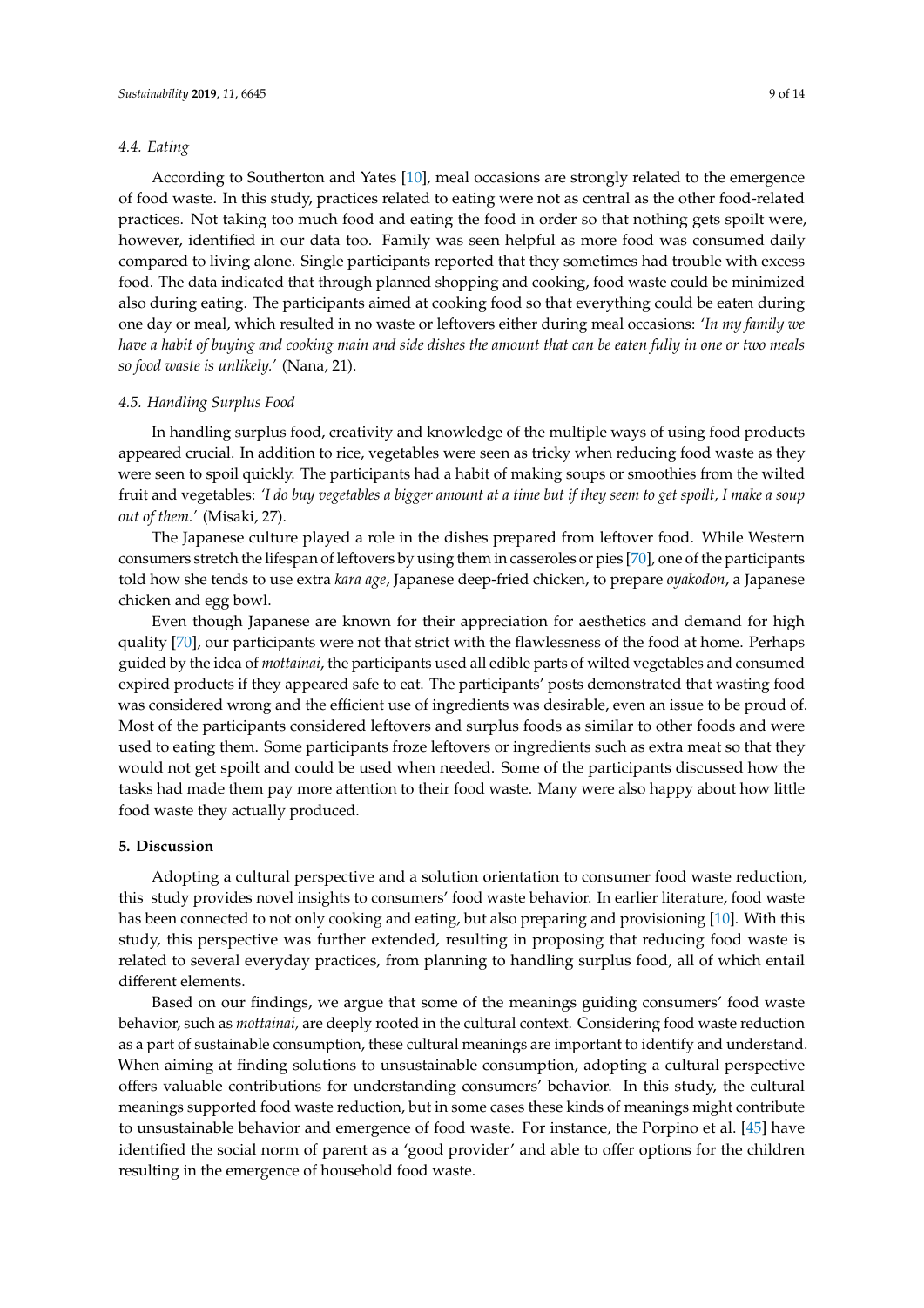### 4.4. Eating

According to Southerton and Yates [10], meal occasions are strongly related to the emergence of food waste. In this study, practices related to eating were not as central as the other food-related practices. Not taking too much food and eating the food in order so that nothing gets spoilt were, however, identified in our data too. Family was seen helpful as more food was consumed daily compared to living alone. Single participants reported that they sometimes had trouble with excess food. The data indicated that through planned shopping and cooking, food waste could be minimized also during eating. The participants aimed at cooking food so that everything could be eaten during one day or meal, which resulted in no waste or leftovers either during meal occasions: '*In my family we have a habit of buying and cooking main and side dishes the amount that can be eaten fully in one or two meals so food waste is unlikely.*' (Nana, 21).

### 4.5. Handling Surplus Food

In handling surplus food, creativity and knowledge of the multiple ways of using food products appeared crucial. In addition to rice, vegetables were seen as tricky when reducing food waste as they were seen to spoil quickly. The participants had a habit of making soups or smoothies from the wilted fruit and vegetables: *'I do buy vegetables a bigger amount at a time but if they seem to get spoilt, I make a soup out of them.'* (Misaki, 27).

The Japanese culture played a role in the dishes prepared from leftover food. While Western consumers stretch the lifespan of leftovers by using them in casseroles or pies [70], one of the participants told how she tends to use extra *kara age*, Japanese deep-fried chicken, to prepare *oyakodon*, a Japanese chicken and egg bowl.

Even though Japanese are known for their appreciation for aesthetics and demand for high quality [70], our participants were not that strict with the flawlessness of the food at home. Perhaps guided by the idea of *mottainai*, the participants used all edible parts of wilted vegetables and consumed expired products if they appeared safe to eat. The participants' posts demonstrated that wasting food was considered wrong and the efficient use of ingredients was desirable, even an issue to be proud of. Most of the participants considered leftovers and surplus foods as similar to other foods and were used to eating them. Some participants froze leftovers or ingredients such as extra meat so that they would not get spoilt and could be used when needed. Some of the participants discussed how the tasks had made them pay more attention to their food waste. Many were also happy about how little food waste they actually produced.

## 5. Discussion

Adopting a cultural perspective and a solution orientation to consumer food waste reduction, this study provides novel insights to consumers' food waste behavior. In earlier literature, food waste has been connected to not only cooking and eating, but also preparing and provisioning [10]. With this study, this perspective was further extended, resulting in proposing that reducing food waste is related to several everyday practices, from planning to handling surplus food, all of which entail different elements.

Based on our findings, we argue that some of the meanings guiding consumers' food waste behavior, such as *mottainai,* are deeply rooted in the cultural context. Considering food waste reduction as a part of sustainable consumption, these cultural meanings are important to identify and understand. When aiming at finding solutions to unsustainable consumption, adopting a cultural perspective offers valuable contributions for understanding consumers' behavior. In this study, the cultural meanings supported food waste reduction, but in some cases these kinds of meanings might contribute to unsustainable behavior and emergence of food waste. For instance, the Porpino et al. [45] have identified the social norm of parent as a 'good provider' and able to offer options for the children resulting in the emergence of household food waste.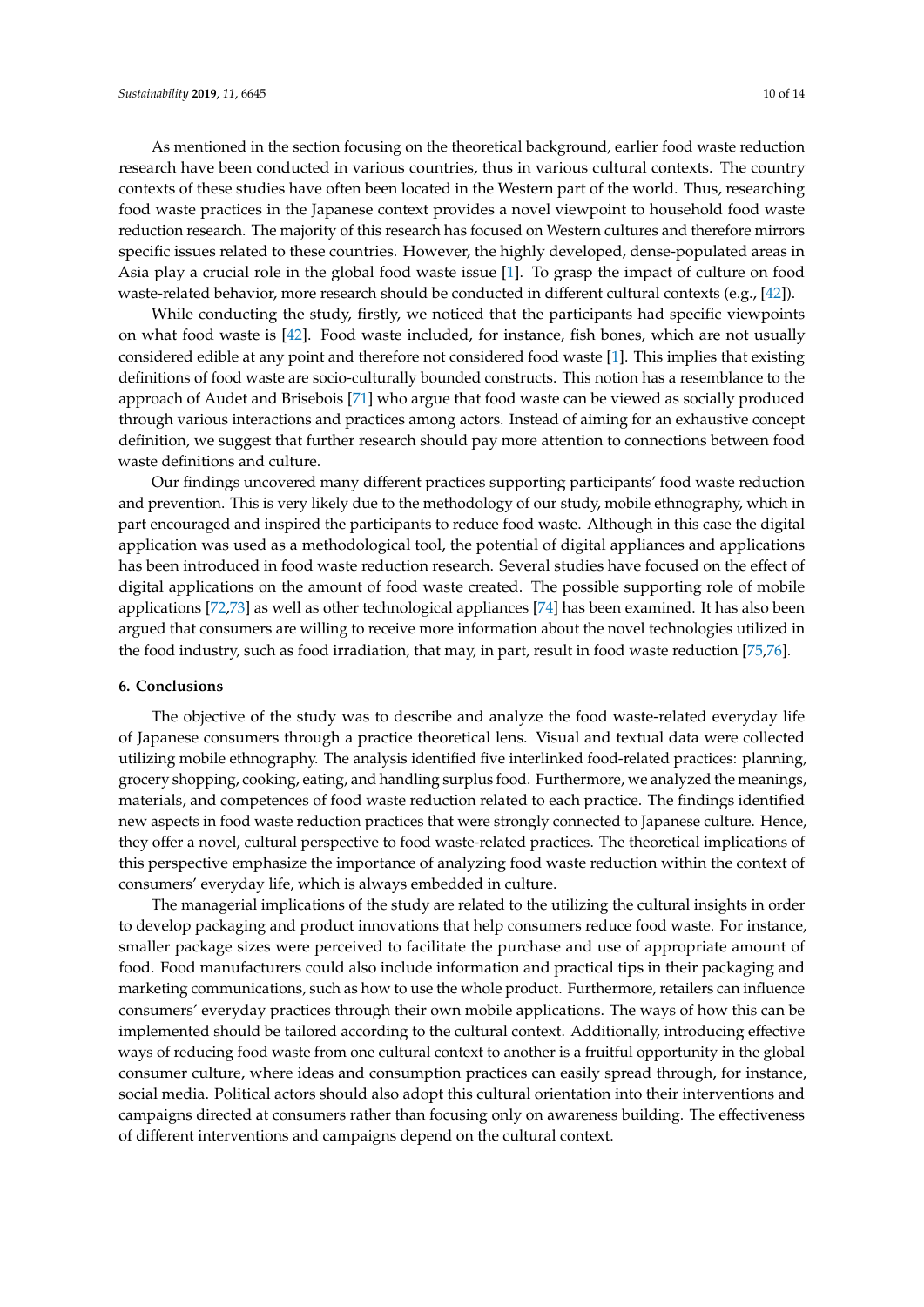As mentioned in the section focusing on the theoretical background, earlier food waste reduction research have been conducted in various countries, thus in various cultural contexts. The country contexts of these studies have often been located in the Western part of the world. Thus, researching food waste practices in the Japanese context provides a novel viewpoint to household food waste reduction research. The majority of this research has focused on Western cultures and therefore mirrors specific issues related to these countries. However, the highly developed, dense-populated areas in Asia play a crucial role in the global food waste issue [1]. To grasp the impact of culture on food waste-related behavior, more research should be conducted in different cultural contexts (e.g., [42]).

While conducting the study, firstly, we noticed that the participants had specific viewpoints on what food waste is [42]. Food waste included, for instance, fish bones, which are not usually considered edible at any point and therefore not considered food waste [1]. This implies that existing definitions of food waste are socio-culturally bounded constructs. This notion has a resemblance to the approach of Audet and Brisebois [71] who argue that food waste can be viewed as socially produced through various interactions and practices among actors. Instead of aiming for an exhaustive concept definition, we suggest that further research should pay more attention to connections between food waste definitions and culture.

Our findings uncovered many different practices supporting participants' food waste reduction and prevention. This is very likely due to the methodology of our study, mobile ethnography, which in part encouraged and inspired the participants to reduce food waste. Although in this case the digital application was used as a methodological tool, the potential of digital appliances and applications has been introduced in food waste reduction research. Several studies have focused on the effect of digital applications on the amount of food waste created. The possible supporting role of mobile applications [72,73] as well as other technological appliances [74] has been examined. It has also been argued that consumers are willing to receive more information about the novel technologies utilized in the food industry, such as food irradiation, that may, in part, result in food waste reduction [75,76].

## 6. Conclusions

The objective of the study was to describe and analyze the food waste-related everyday life of Japanese consumers through a practice theoretical lens. Visual and textual data were collected utilizing mobile ethnography. The analysis identified five interlinked food-related practices: planning, grocery shopping, cooking, eating, and handling surplus food. Furthermore, we analyzed the meanings, materials, and competences of food waste reduction related to each practice. The findings identified new aspects in food waste reduction practices that were strongly connected to Japanese culture. Hence, they offer a novel, cultural perspective to food waste-related practices. The theoretical implications of this perspective emphasize the importance of analyzing food waste reduction within the context of consumers' everyday life, which is always embedded in culture.

The managerial implications of the study are related to the utilizing the cultural insights in order to develop packaging and product innovations that help consumers reduce food waste. For instance, smaller package sizes were perceived to facilitate the purchase and use of appropriate amount of food. Food manufacturers could also include information and practical tips in their packaging and marketing communications, such as how to use the whole product. Furthermore, retailers can influence consumers' everyday practices through their own mobile applications. The ways of how this can be implemented should be tailored according to the cultural context. Additionally, introducing effective ways of reducing food waste from one cultural context to another is a fruitful opportunity in the global consumer culture, where ideas and consumption practices can easily spread through, for instance, social media. Political actors should also adopt this cultural orientation into their interventions and campaigns directed at consumers rather than focusing only on awareness building. The effectiveness of different interventions and campaigns depend on the cultural context.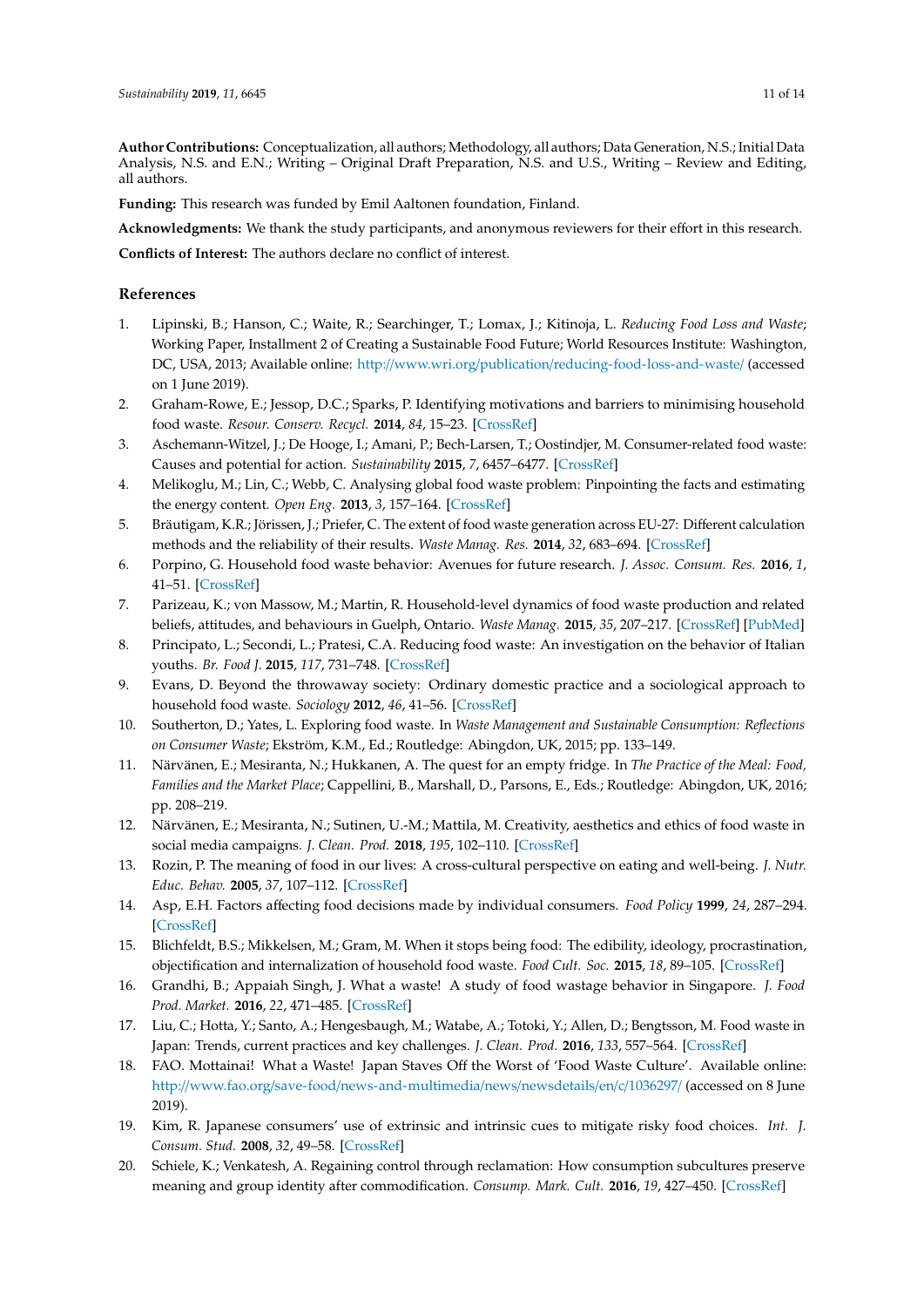**Author Contributions:** Conceptualization, all authors; Methodology, all authors; Data Generation, N.S.; Initial Data Analysis, N.S. and E.N.; Writing – Original Draft Preparation, N.S. and U.S., Writing – Review and Editing, all authors.

**Funding:** This research was funded by Emil Aaltonen foundation, Finland.

**Acknowledgments:** We thank the study participants, and anonymous reviewers for their effort in this research.

**Conflicts of Interest:** The authors declare no conflict of interest.

## References

1. Lipinski, B.; Hanson, C.; Waite, R.; Searchinger, T.; Lomax, J.; Kitinoja, L. *Reducing Food Loss and Waste*; Working Paper, Installment 2 of Creating a Sustainable Food Future; World Resources Institute: Washington, DC, USA, 2013; Available online: http://www.wri.org/publication/reducing-food-loss-and-waste/ (accessed on 1 June 2019).
2. Graham-Rowe, E.; Jessop, D.C.; Sparks, P. Identifying motivations and barriers to minimising household food waste. *Resour. Conserv. Recycl.* **2014**, *84*, 15–23. [CrossRef]
3. Aschemann-Witzel, J.; De Hooge, I.; Amani, P.; Bech-Larsen, T.; Oostindjer, M. Consumer-related food waste: Causes and potential for action. *Sustainability* **2015**, *7*, 6457–6477. [CrossRef]
4. Melikoglu, M.; Lin, C.; Webb, C. Analysing global food waste problem: Pinpointing the facts and estimating the energy content. *Open Eng.* **2013**, *3*, 157–164. [CrossRef]
5. Bräutigam, K.R.; Jörissen, J.; Priefer, C. The extent of food waste generation across EU-27: Different calculation methods and the reliability of their results. *Waste Manag. Res.* **2014**, *32*, 683–694. [CrossRef]
6. Porpino, G. Household food waste behavior: Avenues for future research. *J. Assoc. Consum. Res.* **2016**, *1*, 41–51. [CrossRef]
7. Parizeau, K.; von Massow, M.; Martin, R. Household-level dynamics of food waste production and related beliefs, attitudes, and behaviours in Guelph, Ontario. *Waste Manag.* **2015**, *35*, 207–217. [CrossRef] [PubMed]
8. Principato, L.; Secondi, L.; Pratesi, C.A. Reducing food waste: An investigation on the behavior of Italian youths. *Br. Food J.* **2015**, *117*, 731–748. [CrossRef]
9. Evans, D. Beyond the throwaway society: Ordinary domestic practice and a sociological approach to household food waste. *Sociology* **2012**, *46*, 41–56. [CrossRef]
10. Southerton, D.; Yates, L. Exploring food waste. In *Waste Management and Sustainable Consumption: Reflections on Consumer Waste*; Ekström, K.M., Ed.; Routledge: Abingdon, UK, 2015; pp. 133–149.
11. Närvänen, E.; Mesiranta, N.; Hukkanen, A. The quest for an empty fridge. In *The Practice of the Meal: Food, Families and the Market Place*; Cappellini, B., Marshall, D., Parsons, E., Eds.; Routledge: Abingdon, UK, 2016; pp. 208–219.
12. Närvänen, E.; Mesiranta, N.; Sutinen, U.-M.; Mattila, M. Creativity, aesthetics and ethics of food waste in social media campaigns. *J. Clean. Prod.* **2018**, *195*, 102–110. [CrossRef]
13. Rozin, P. The meaning of food in our lives: A cross-cultural perspective on eating and well-being. *J. Nutr. Educ. Behav.* **2005**, *37*, 107–112. [CrossRef]
14. Asp, E.H. Factors affecting food decisions made by individual consumers. *Food Policy* **1999**, *24*, 287–294. [CrossRef]
15. Blichfeldt, B.S.; Mikkelsen, M.; Gram, M. When it stops being food: The edibility, ideology, procrastination, objectification and internalization of household food waste. *Food Cult. Soc.* **2015**, *18*, 89–105. [CrossRef]
16. Grandhi, B.; Appaiah Singh, J. What a waste! A study of food wastage behavior in Singapore. *J. Food Prod. Market.* **2016**, *22*, 471–485. [CrossRef]
17. Liu, C.; Hotta, Y.; Santo, A.; Hengesbaugh, M.; Watabe, A.; Totoki, Y.; Allen, D.; Bengtsson, M. Food waste in Japan: Trends, current practices and key challenges. *J. Clean. Prod.* **2016**, *133*, 557–564. [CrossRef]
18. FAO. Mottainai! What a Waste! Japan Staves Off the Worst of 'Food Waste Culture'. Available online: http://www.fao.org/save-food/news-and-multimedia/news/newsdetails/en/c/1036297/ (accessed on 8 June 2019).
19. Kim, R. Japanese consumers' use of extrinsic and intrinsic cues to mitigate risky food choices. *Int. J. Consum. Stud.* **2008**, *32*, 49–58. [CrossRef]
20. Schiele, K.; Venkatesh, A. Regaining control through reclamation: How consumption subcultures preserve meaning and group identity after commodification. *Consump. Mark. Cult.* **2016**, *19*, 427–450. [CrossRef]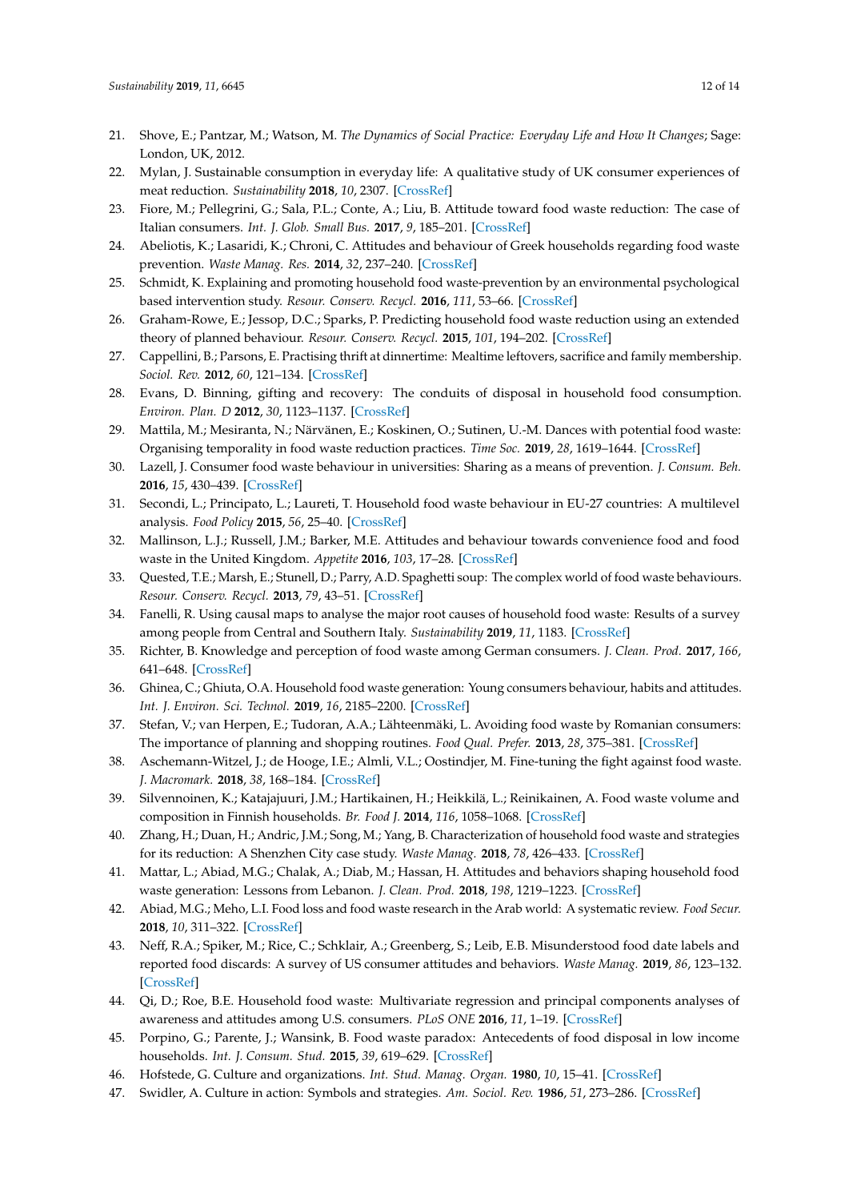21. Shove, E.; Pantzar, M.; Watson, M. *The Dynamics of Social Practice: Everyday Life and How It Changes*; Sage: London, UK, 2012.
22. Mylan, J. Sustainable consumption in everyday life: A qualitative study of UK consumer experiences of meat reduction. *Sustainability* **2018**, *10*, 2307. [CrossRef]
23. Fiore, M.; Pellegrini, G.; Sala, P.L.; Conte, A.; Liu, B. Attitude toward food waste reduction: The case of Italian consumers. *Int. J. Glob. Small Bus.* **2017**, *9*, 185–201. [CrossRef]
24. Abeliotis, K.; Lasaridi, K.; Chroni, C. Attitudes and behaviour of Greek households regarding food waste prevention. *Waste Manag. Res.* **2014**, *32*, 237–240. [CrossRef]
25. Schmidt, K. Explaining and promoting household food waste-prevention by an environmental psychological based intervention study. *Resour. Conserv. Recycl.* **2016**, *111*, 53–66. [CrossRef]
26. Graham-Rowe, E.; Jessop, D.C.; Sparks, P. Predicting household food waste reduction using an extended theory of planned behaviour. *Resour. Conserv. Recycl.* **2015**, *101*, 194–202. [CrossRef]
27. Cappellini, B.; Parsons, E. Practising thrift at dinnertime: Mealtime leftovers, sacrifice and family membership. *Sociol. Rev.* **2012**, *60*, 121–134. [CrossRef]
28. Evans, D. Binning, gifting and recovery: The conduits of disposal in household food consumption. *Environ. Plan. D* **2012**, *30*, 1123–1137. [CrossRef]
29. Mattila, M.; Mesiranta, N.; Närvänen, E.; Koskinen, O.; Sutinen, U.-M. Dances with potential food waste: Organising temporality in food waste reduction practices. *Time Soc.* **2019**, *28*, 1619–1644. [CrossRef]
30. Lazell, J. Consumer food waste behaviour in universities: Sharing as a means of prevention. *J. Consum. Beh.* **2016**, *15*, 430–439. [CrossRef]
31. Secondi, L.; Principato, L.; Laureti, T. Household food waste behaviour in EU-27 countries: A multilevel analysis. *Food Policy* **2015**, *56*, 25–40. [CrossRef]
32. Mallinson, L.J.; Russell, J.M.; Barker, M.E. Attitudes and behaviour towards convenience food and food waste in the United Kingdom. *Appetite* **2016**, *103*, 17–28. [CrossRef]
33. Quested, T.E.; Marsh, E.; Stunell, D.; Parry, A.D. Spaghetti soup: The complex world of food waste behaviours. *Resour. Conserv. Recycl.* **2013**, *79*, 43–51. [CrossRef]
34. Fanelli, R. Using causal maps to analyse the major root causes of household food waste: Results of a survey among people from Central and Southern Italy. *Sustainability* **2019**, *11*, 1183. [CrossRef]
35. Richter, B. Knowledge and perception of food waste among German consumers. *J. Clean. Prod.* **2017**, *166*, 641–648. [CrossRef]
36. Ghinea, C.; Ghiuta, O.A. Household food waste generation: Young consumers behaviour, habits and attitudes. *Int. J. Environ. Sci. Technol.* **2019**, *16*, 2185–2200. [CrossRef]
37. Stefan, V.; van Herpen, E.; Tudoran, A.A.; Lähteenmäki, L. Avoiding food waste by Romanian consumers: The importance of planning and shopping routines. *Food Qual. Prefer.* **2013**, *28*, 375–381. [CrossRef]
38. Aschemann-Witzel, J.; de Hooge, I.E.; Almli, V.L.; Oostindjer, M. Fine-tuning the fight against food waste. *J. Macromark.* **2018**, *38*, 168–184. [CrossRef]
39. Silvennoinen, K.; Katajajuuri, J.M.; Hartikainen, H.; Heikkilä, L.; Reinikainen, A. Food waste volume and composition in Finnish households. *Br. Food J.* **2014**, *116*, 1058–1068. [CrossRef]
40. Zhang, H.; Duan, H.; Andric, J.M.; Song, M.; Yang, B. Characterization of household food waste and strategies for its reduction: A Shenzhen City case study. *Waste Manag.* **2018**, *78*, 426–433. [CrossRef]
41. Mattar, L.; Abiad, M.G.; Chalak, A.; Diab, M.; Hassan, H. Attitudes and behaviors shaping household food waste generation: Lessons from Lebanon. *J. Clean. Prod.* **2018**, *198*, 1219–1223. [CrossRef]
42. Abiad, M.G.; Meho, L.I. Food loss and food waste research in the Arab world: A systematic review. *Food Secur.* **2018**, *10*, 311–322. [CrossRef]
43. Neff, R.A.; Spiker, M.; Rice, C.; Schklair, A.; Greenberg, S.; Leib, E.B. Misunderstood food date labels and reported food discards: A survey of US consumer attitudes and behaviors. *Waste Manag.* **2019**, *86*, 123–132. [CrossRef]
44. Qi, D.; Roe, B.E. Household food waste: Multivariate regression and principal components analyses of awareness and attitudes among U.S. consumers. *PLoS ONE* **2016**, *11*, 1–19. [CrossRef]
45. Porpino, G.; Parente, J.; Wansink, B. Food waste paradox: Antecedents of food disposal in low income households. *Int. J. Consum. Stud.* **2015**, *39*, 619–629. [CrossRef]
46. Hofstede, G. Culture and organizations. *Int. Stud. Manag. Organ.* **1980**, *10*, 15–41. [CrossRef]
47. Swidler, A. Culture in action: Symbols and strategies. *Am. Sociol. Rev.* **1986**, *51*, 273–286. [CrossRef]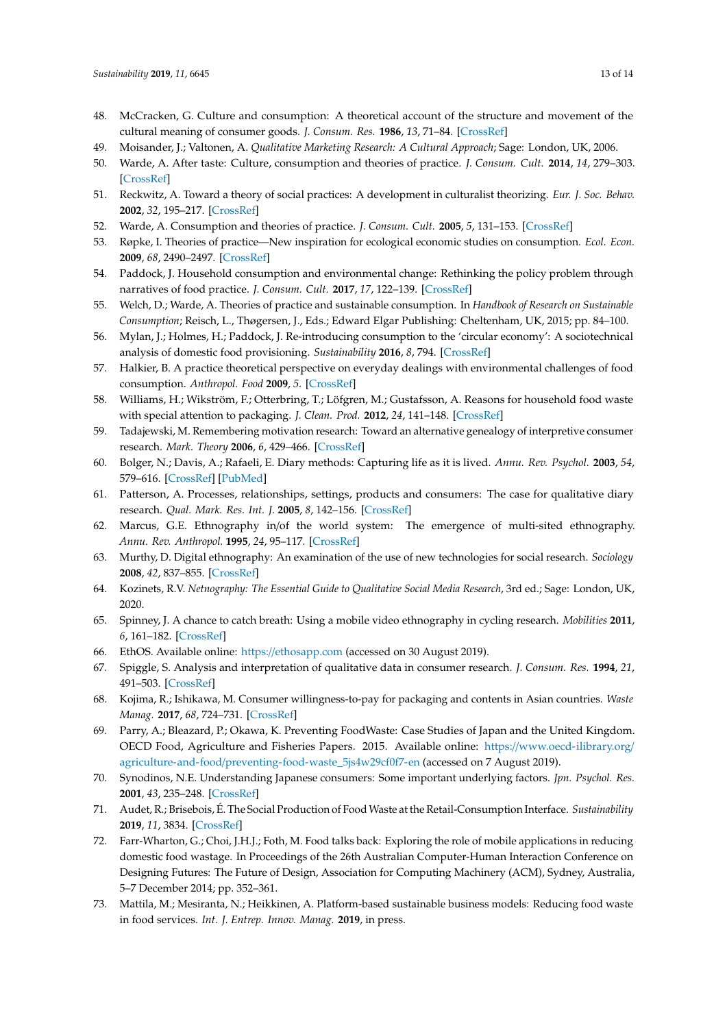48. McCracken, G. Culture and consumption: A theoretical account of the structure and movement of the cultural meaning of consumer goods. *J. Consum. Res.* **1986**, *13*, 71–84. [CrossRef]
49. Moisander, J.; Valtonen, A. *Qualitative Marketing Research: A Cultural Approach*; Sage: London, UK, 2006.
50. Warde, A. After taste: Culture, consumption and theories of practice. *J. Consum. Cult.* **2014**, *14*, 279–303. [CrossRef]
51. Reckwitz, A. Toward a theory of social practices: A development in culturalist theorizing. *Eur. J. Soc. Behav.* **2002**, *32*, 195–217. [CrossRef]
52. Warde, A. Consumption and theories of practice. *J. Consum. Cult.* **2005**, *5*, 131–153. [CrossRef]
53. Røpke, I. Theories of practice—New inspiration for ecological economic studies on consumption. *Ecol. Econ.* **2009**, *68*, 2490–2497. [CrossRef]
54. Paddock, J. Household consumption and environmental change: Rethinking the policy problem through narratives of food practice. *J. Consum. Cult.* **2017**, *17*, 122–139. [CrossRef]
55. Welch, D.; Warde, A. Theories of practice and sustainable consumption. In *Handbook of Research on Sustainable Consumption*; Reisch, L., Thøgersen, J., Eds.; Edward Elgar Publishing: Cheltenham, UK, 2015; pp. 84–100.
56. Mylan, J.; Holmes, H.; Paddock, J. Re-introducing consumption to the 'circular economy': A sociotechnical analysis of domestic food provisioning. *Sustainability* **2016**, *8*, 794. [CrossRef]
57. Halkier, B. A practice theoretical perspective on everyday dealings with environmental challenges of food consumption. *Anthropol. Food* **2009**, *5*. [CrossRef]
58. Williams, H.; Wikström, F.; Otterbring, T.; Löfgren, M.; Gustafsson, A. Reasons for household food waste with special attention to packaging. *J. Clean. Prod.* **2012**, *24*, 141–148. [CrossRef]
59. Tadajewski, M. Remembering motivation research: Toward an alternative genealogy of interpretive consumer research. *Mark. Theory* **2006**, *6*, 429–466. [CrossRef]
60. Bolger, N.; Davis, A.; Rafaeli, E. Diary methods: Capturing life as it is lived. *Annu. Rev. Psychol.* **2003**, *54*, 579–616. [CrossRef] [PubMed]
61. Patterson, A. Processes, relationships, settings, products and consumers: The case for qualitative diary research. *Qual. Mark. Res. Int. J.* **2005**, *8*, 142–156. [CrossRef]
62. Marcus, G.E. Ethnography in/of the world system: The emergence of multi-sited ethnography. *Annu. Rev. Anthropol.* **1995**, *24*, 95–117. [CrossRef]
63. Murthy, D. Digital ethnography: An examination of the use of new technologies for social research. *Sociology* **2008**, *42*, 837–855. [CrossRef]
64. Kozinets, R.V. *Netnography: The Essential Guide to Qualitative Social Media Research*, 3rd ed.; Sage: London, UK, 2020.
65. Spinney, J. A chance to catch breath: Using a mobile video ethnography in cycling research. *Mobilities* **2011**, *6*, 161–182. [CrossRef]
66. EthOS. Available online: https://ethosapp.com (accessed on 30 August 2019).
67. Spiggle, S. Analysis and interpretation of qualitative data in consumer research. *J. Consum. Res.* **1994**, *21*, 491–503. [CrossRef]
68. Kojima, R.; Ishikawa, M. Consumer willingness-to-pay for packaging and contents in Asian countries. *Waste Manag.* **2017**, *68*, 724–731. [CrossRef]
69. Parry, A.; Bleazard, P.; Okawa, K. Preventing FoodWaste: Case Studies of Japan and the United Kingdom. OECD Food, Agriculture and Fisheries Papers. 2015. Available online: https://www.oecd-ilibrary.org/agriculture-and-food/preventing-food-waste_5js4w29cf0f7-en (accessed on 7 August 2019).
70. Synodinos, N.E. Understanding Japanese consumers: Some important underlying factors. *Jpn. Psychol. Res.* **2001**, *43*, 235–248. [CrossRef]
71. Audet, R.; Brisebois, É. The Social Production of Food Waste at the Retail-Consumption Interface. *Sustainability* **2019**, *11*, 3834. [CrossRef]
72. Farr-Wharton, G.; Choi, J.H.J.; Foth, M. Food talks back: Exploring the role of mobile applications in reducing domestic food wastage. In Proceedings of the 26th Australian Computer-Human Interaction Conference on Designing Futures: The Future of Design, Association for Computing Machinery (ACM), Sydney, Australia, 5–7 December 2014; pp. 352–361.
73. Mattila, M.; Mesiranta, N.; Heikkinen, A. Platform-based sustainable business models: Reducing food waste in food services. *Int. J. Entrep. Innov. Manag.* **2019**, in press.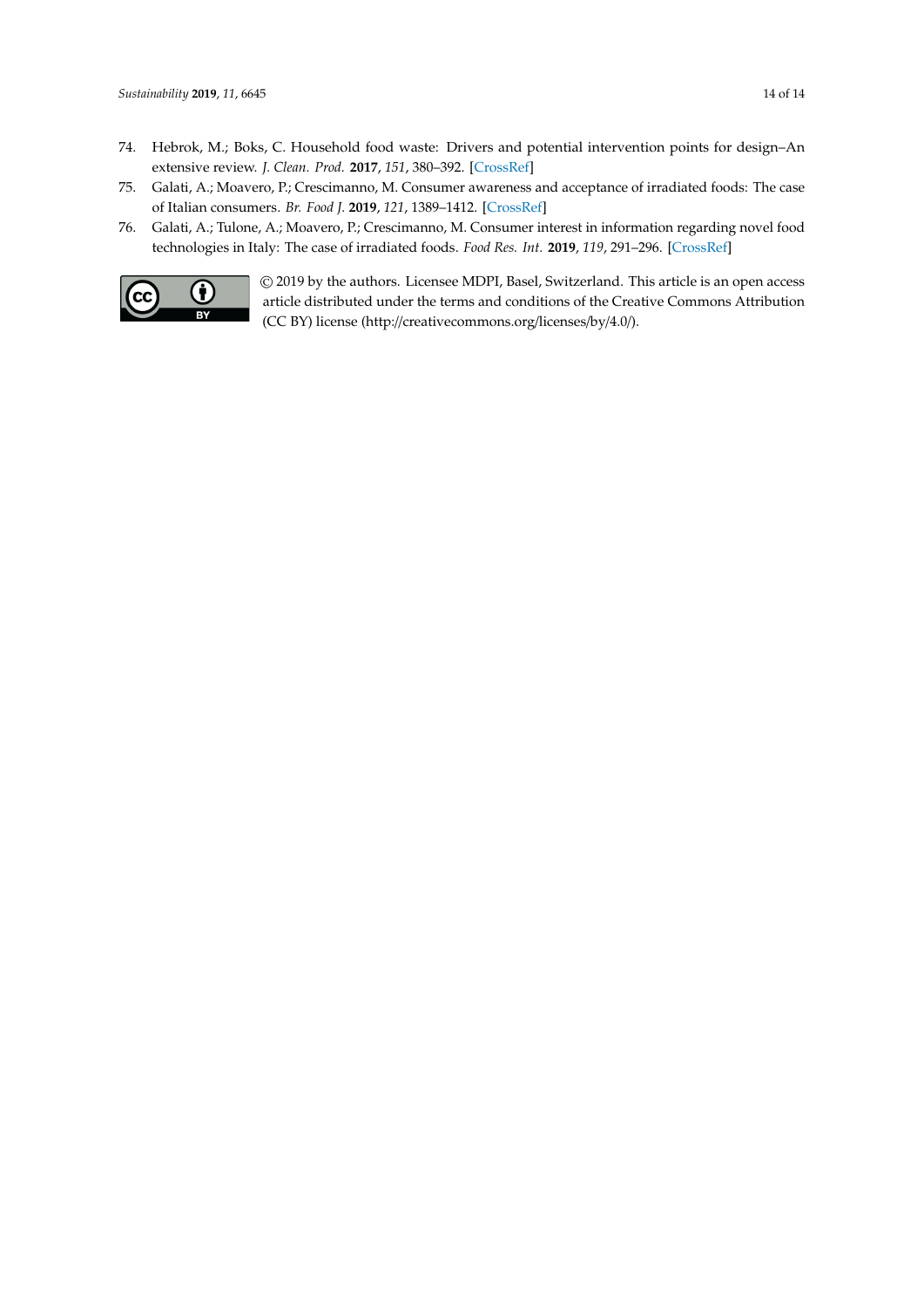74. Hebrok, M.; Boks, C. Household food waste: Drivers and potential intervention points for design–An extensive review. *J. Clean. Prod.* **2017**, *151*, 380–392. [CrossRef]
75. Galati, A.; Moavero, P.; Crescimanno, M. Consumer awareness and acceptance of irradiated foods: The case of Italian consumers. *Br. Food J.* **2019**, *121*, 1389–1412. [CrossRef]
76. Galati, A.; Tulone, A.; Moavero, P.; Crescimanno, M. Consumer interest in information regarding novel food technologies in Italy: The case of irradiated foods. *Food Res. Int.* **2019**, *119*, 291–296. [CrossRef]

© 2019 by the authors. Licensee MDPI, Basel, Switzerland. This article is an open access article distributed under the terms and conditions of the Creative Commons Attribution (CC BY) license (http://creativecommons.org/licenses/by/4.0/).